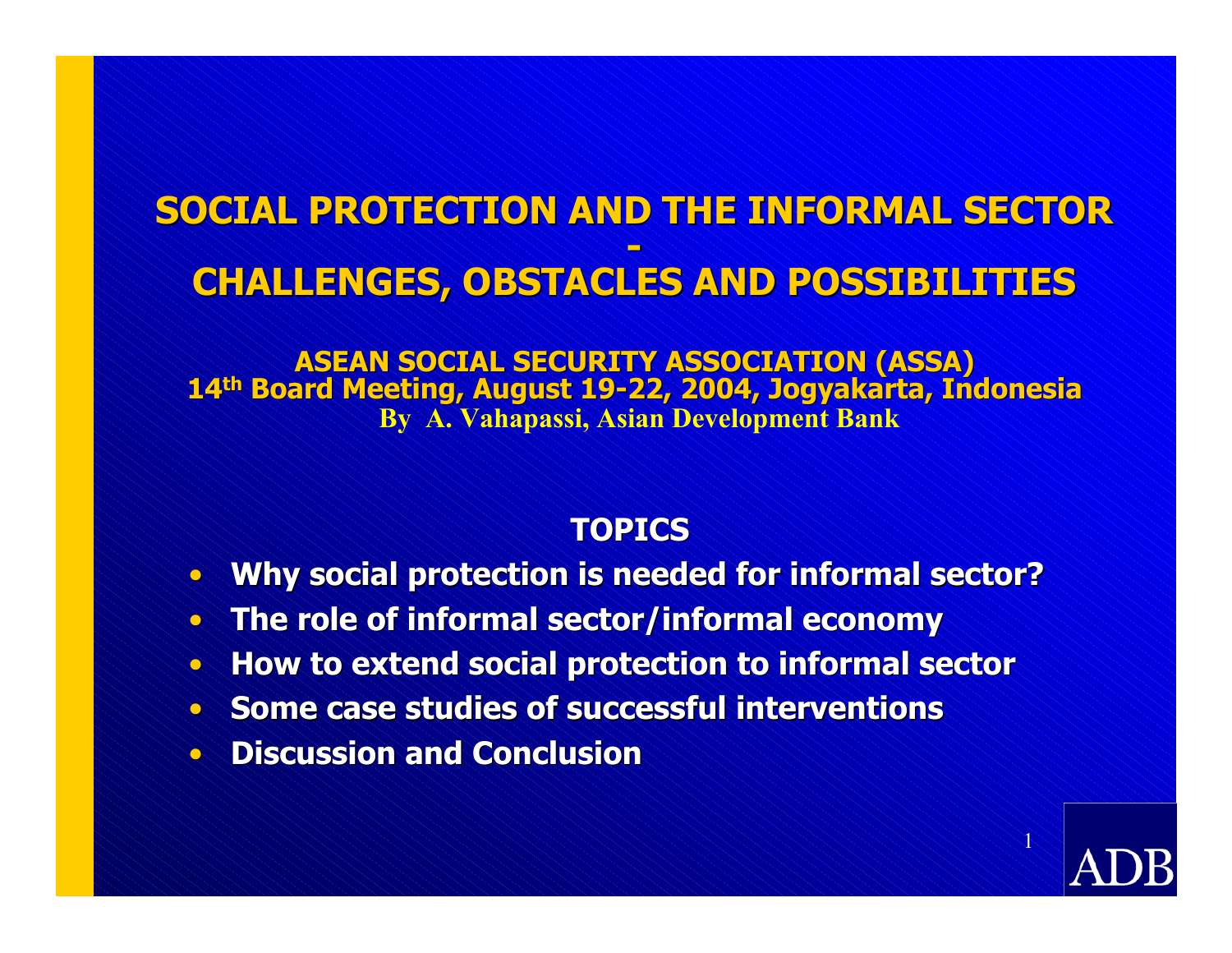# SOCIAL PROTECTION AND THE INFORMAL SECTOR - CHALLENGES, OBSTACLES AND POSSIBILITIES

**ASEAN SOCIAL SECURITY ASSOCIATION (ASSA)**
**14th Board Meeting, August 19-22, 2004, Jogyakarta, Indonesia**
**By A. Vahapassi, Asian Development Bank**

## TOPICS

- **Why social protection is needed for informal sector?**
- **The role of informal sector/informal economy**
- **How to extend social protection to informal sector**
- **Some case studies of successful interventions**
- **Discussion and Conclusion**

ADB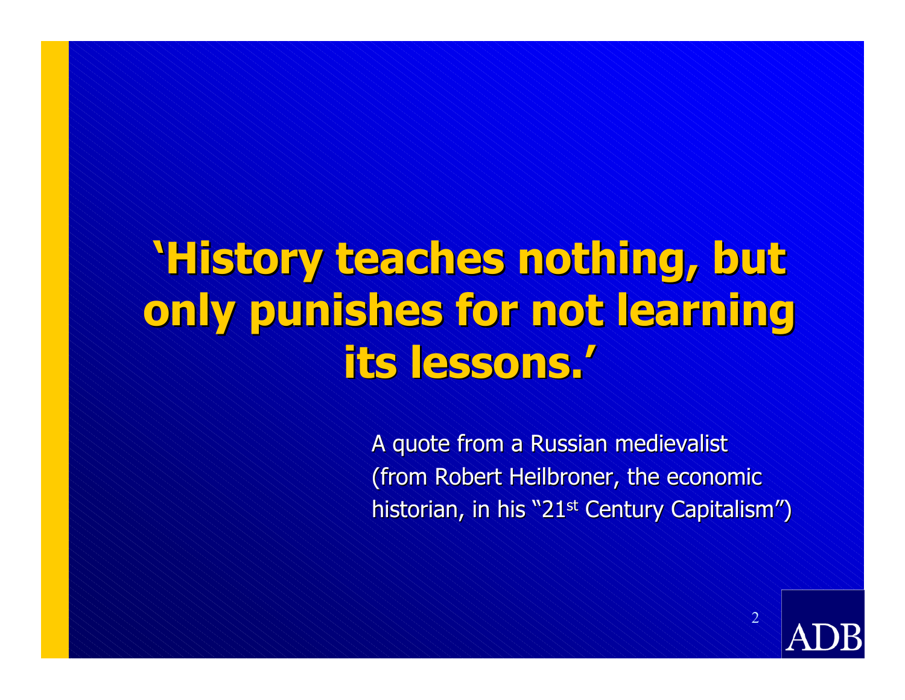# 'History teaches nothing, but only punishes for not learning its lessons.'

A quote from a Russian medievalist (from Robert Heilbroner, the economic historian, in his "21st Century Capitalism")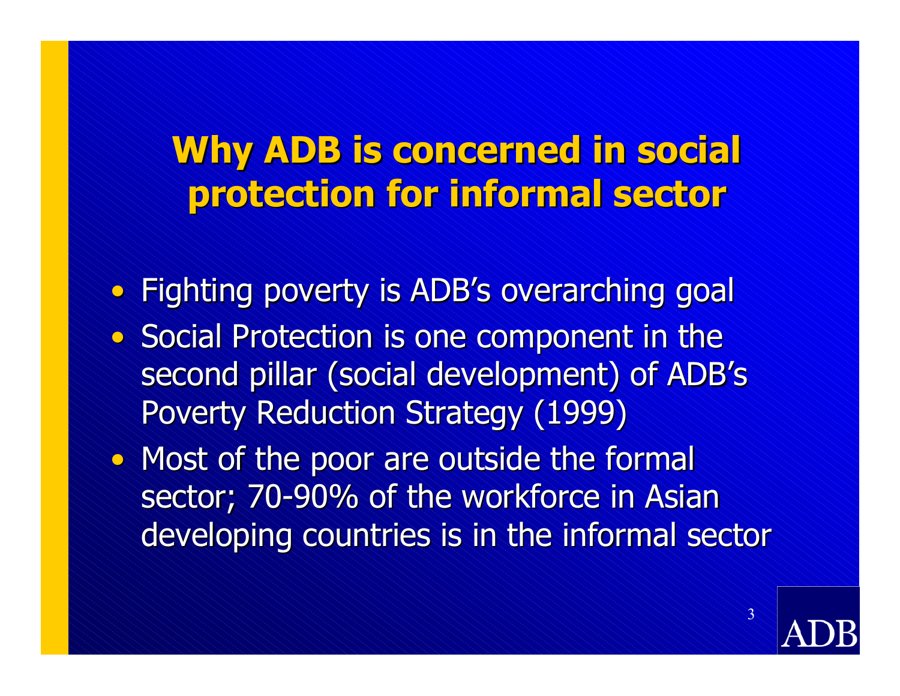# Why ADB is concerned in social protection for informal sector

- Fighting poverty is ADB's overarching goal
- Social Protection is one component in the second pillar (social development) of ADB's Poverty Reduction Strategy (1999)
- Most of the poor are outside the formal sector; 70-90% of the workforce in Asian developing countries is in the informal sector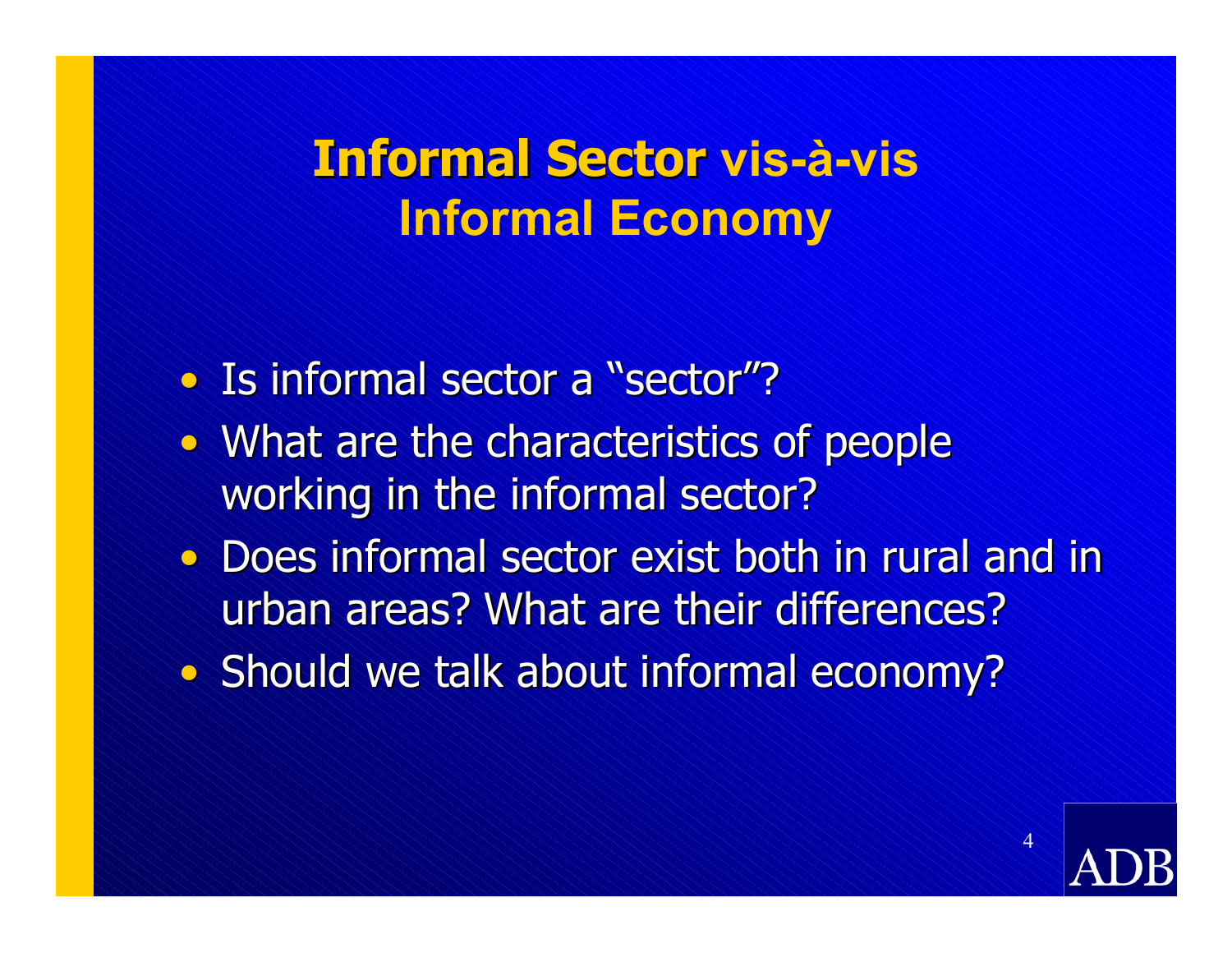# **Informal Sector** vis-à-vis Informal Economy

- Is informal sector a "sector"?
- What are the characteristics of people working in the informal sector?
- Does informal sector exist both in rural and in urban areas? What are their differences?
- Should we talk about informal economy?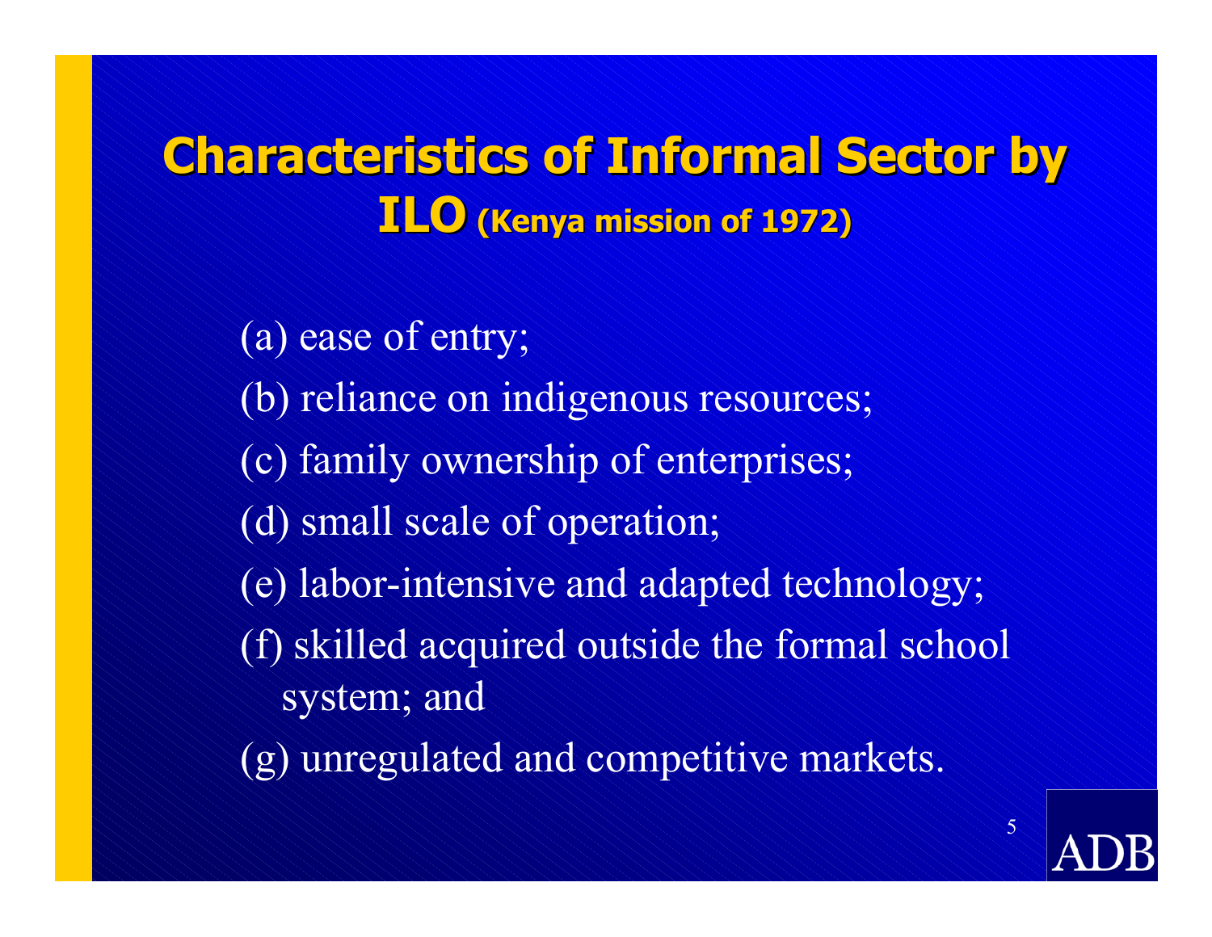# Characteristics of Informal Sector by ILO (Kenya mission of 1972)

(a) ease of entry;

(b) reliance on indigenous resources;

(c) family ownership of enterprises;

(d) small scale of operation;

(e) labor-intensive and adapted technology;

(f) skilled acquired outside the formal school system; and

(g) unregulated and competitive markets.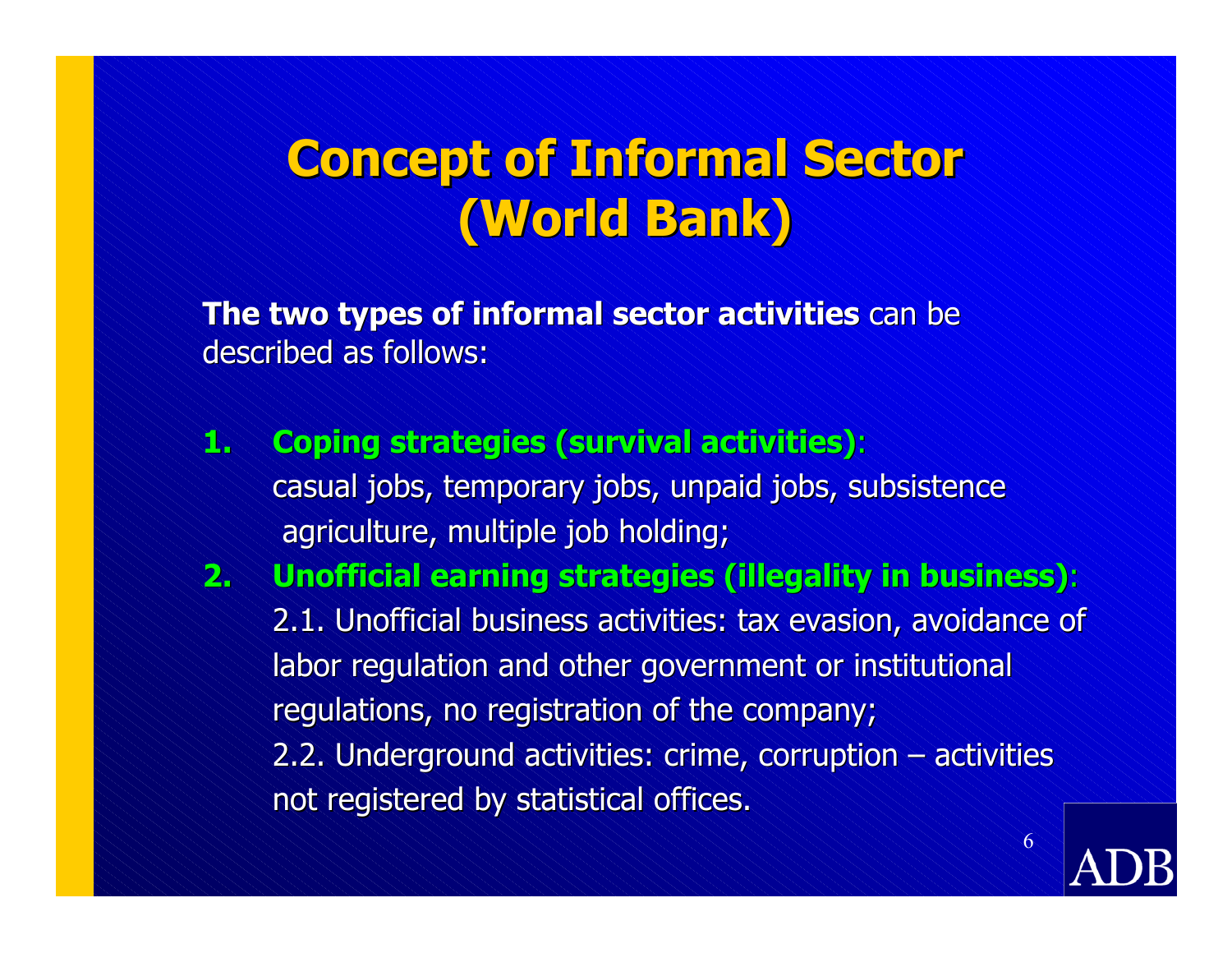# Concept of Informal Sector (World Bank)

**The two types of informal sector activities** can be described as follows:

1. **Coping strategies (survival activities)**: casual jobs, temporary jobs, unpaid jobs, subsistence agriculture, multiple job holding;
2. **Unofficial earning strategies (illegality in business)**:
   2.1. Unofficial business activities: tax evasion, avoidance of labor regulation and other government or institutional regulations, no registration of the company;
   2.2. Underground activities: crime, corruption – activities not registered by statistical offices.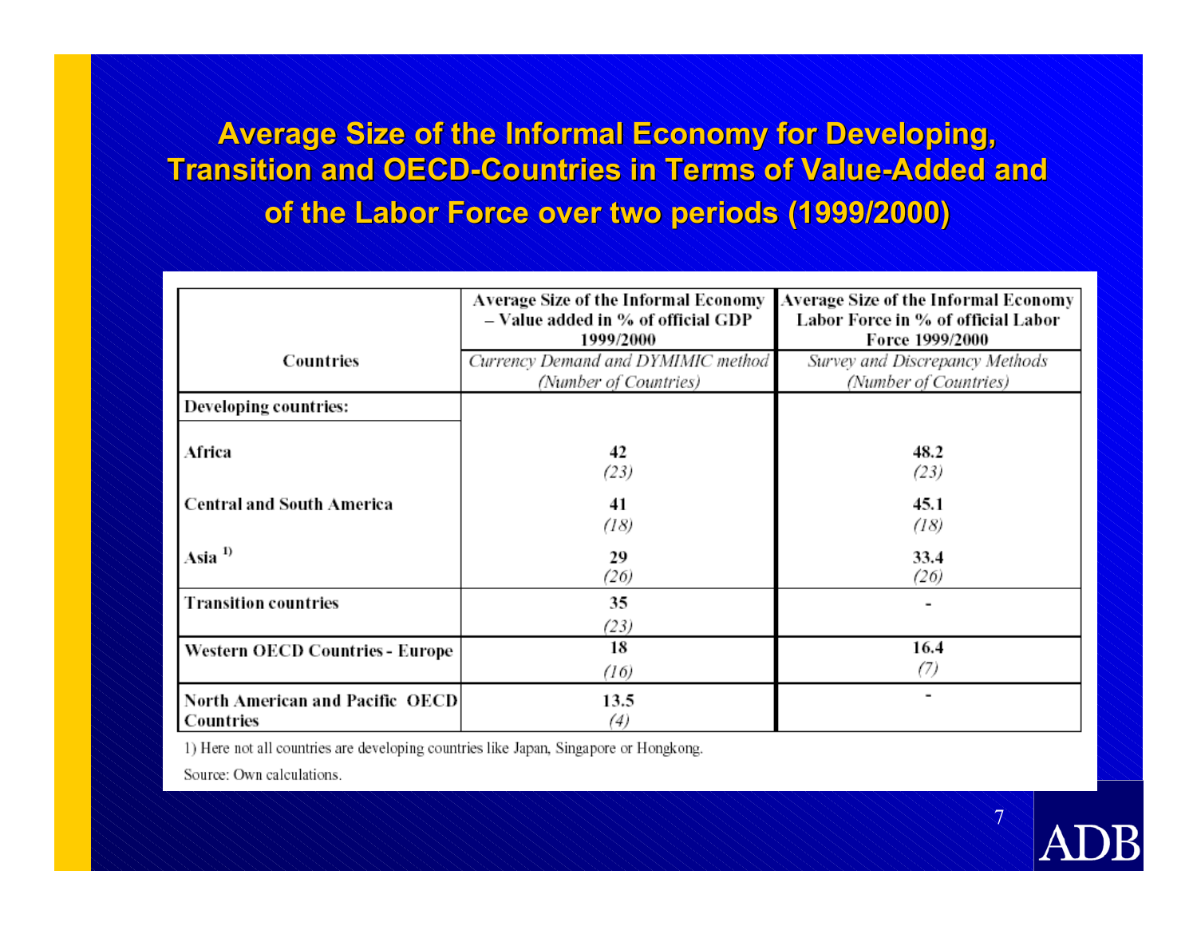# Average Size of the Informal Economy for Developing, Transition and OECD-Countries in Terms of Value-Added and of the Labor Force over two periods (1999/2000)

| Countries | Average Size of the Informal Economy – Value added in % of official GDP 1999/2000<br>*Currency Demand and DYMIMIC method (Number of Countries)* | Average Size of the Informal Economy Labor Force in % of official Labor Force 1999/2000<br>*Survey and Discrepancy Methods (Number of Countries)* |
|---|---|---|
| **Developing countries:** | | |
| **Africa** | **42**<br>*(23)* | **48.2**<br>*(23)* |
| **Central and South America** | **41**<br>*(18)* | **45.1**<br>*(18)* |
| **Asia** [1] | **29**<br>*(26)* | **33.4**<br>*(26)* |
| **Transition countries** | **35**<br>*(23)* | - |
| **Western OECD Countries - Europe** | **18**<br>*(16)* | **16.4**<br>*(7)* |
| **North American and Pacific OECD Countries** | **13.5**<br>*(4)* | - |

1) Here not all countries are developing countries like Japan, Singapore or Hongkong.

Source: Own calculations.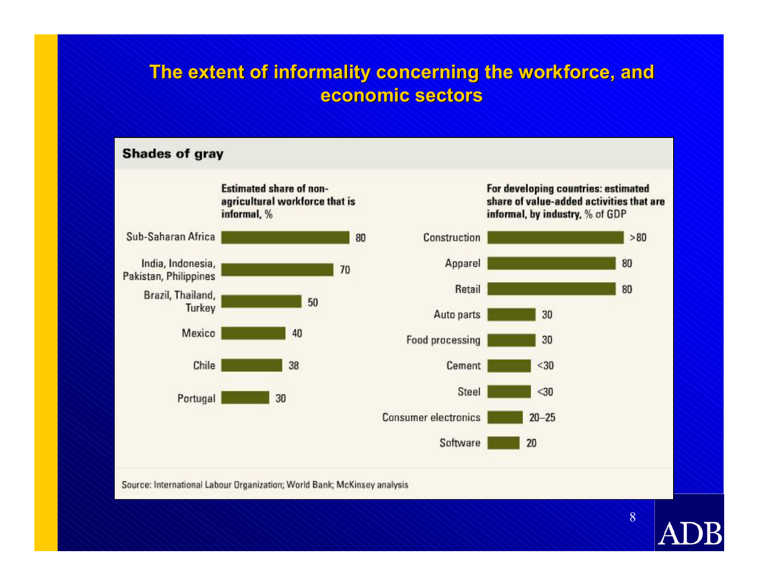# The extent of informality concerning the workforce, and economic sectors

## Shades of gray

**Estimated share of non-agricultural workforce that is informal,** %

| Region/Country | % |
|---|---|
| Sub-Saharan Africa | 80 |
| India, Indonesia, Pakistan, Philippines | 70 |
| Brazil, Thailand, Turkey | 50 |
| Mexico | 40 |
| Chile | 38 |
| Portugal | 30 |

**For developing countries: estimated share of value-added activities that are informal, by industry,** % of GDP

| Industry | % of GDP |
|---|---|
| Construction | >80 |
| Apparel | 80 |
| Retail | 80 |
| Auto parts | 30 |
| Food processing | 30 |
| Cement | <30 |
| Steel | <30 |
| Consumer electronics | 20–25 |
| Software | 20 |

Source: International Labour Organization; World Bank; McKinsey analysis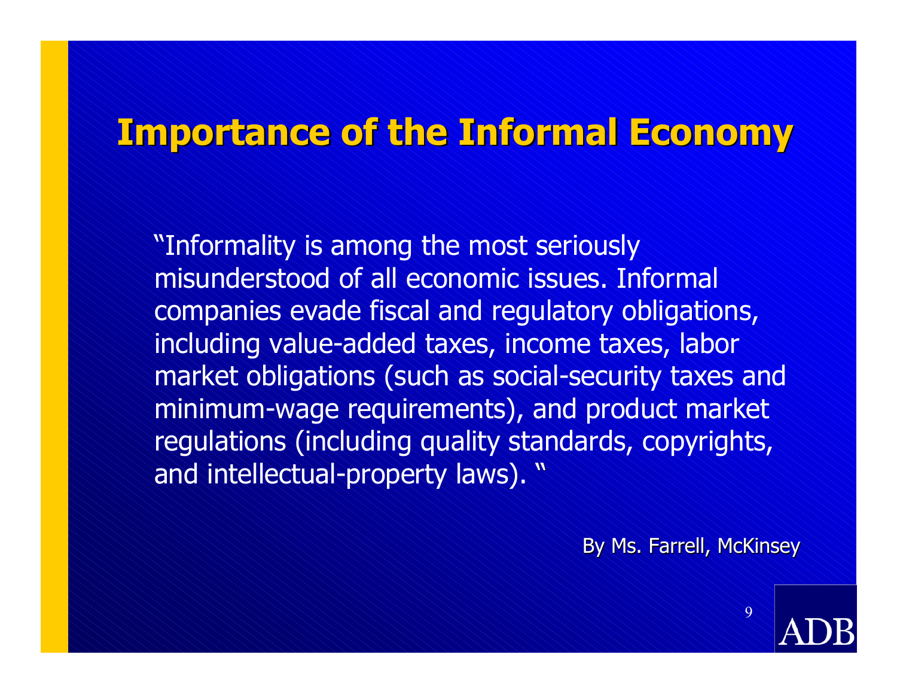# Importance of the Informal Economy

"Informality is among the most seriously misunderstood of all economic issues. Informal companies evade fiscal and regulatory obligations, including value-added taxes, income taxes, labor market obligations (such as social-security taxes and minimum-wage requirements), and product market regulations (including quality standards, copyrights, and intellectual-property laws). "

By Ms. Farrell, McKinsey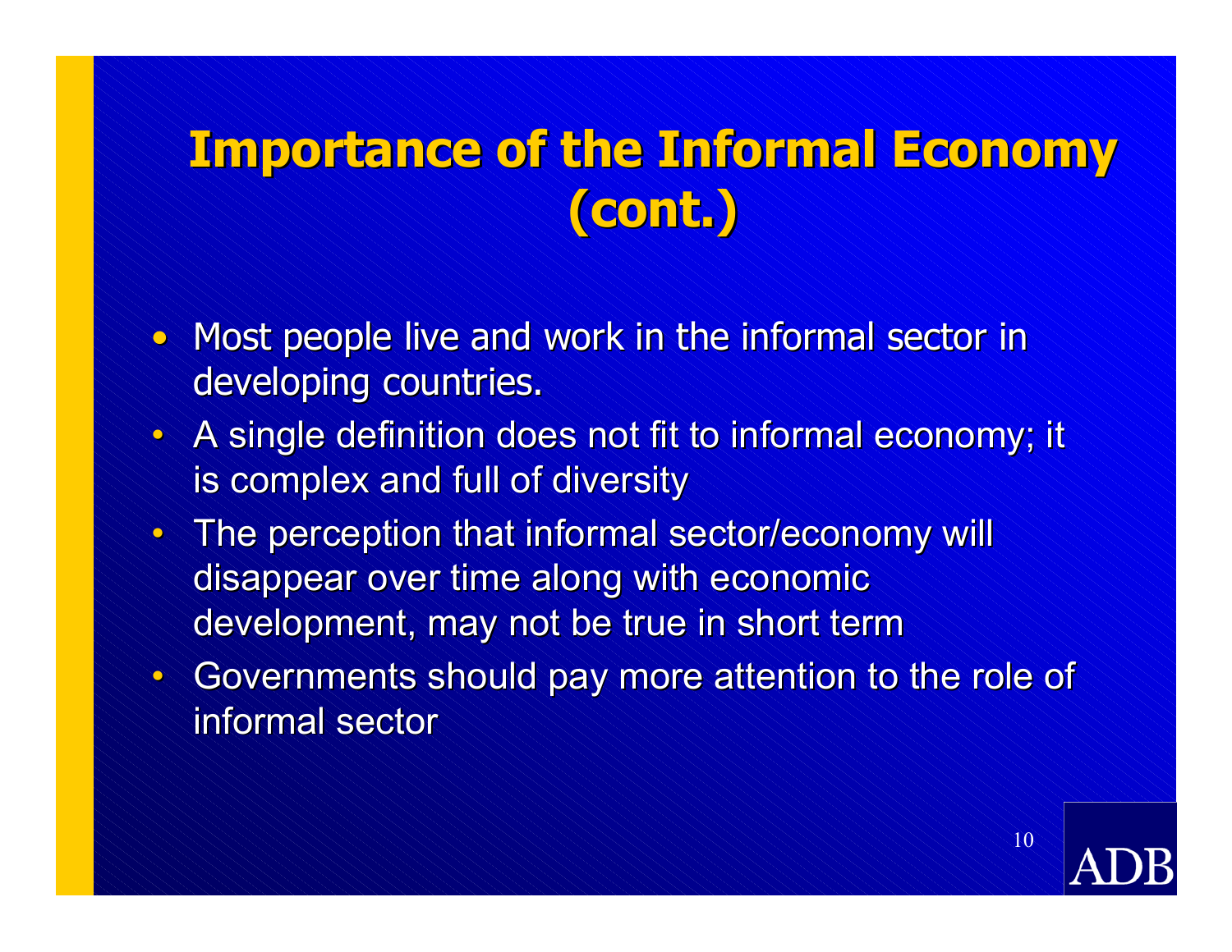# Importance of the Informal Economy (cont.)

- Most people live and work in the informal sector in developing countries.
- A single definition does not fit to informal economy; it is complex and full of diversity
- The perception that informal sector/economy will disappear over time along with economic development, may not be true in short term
- Governments should pay more attention to the role of informal sector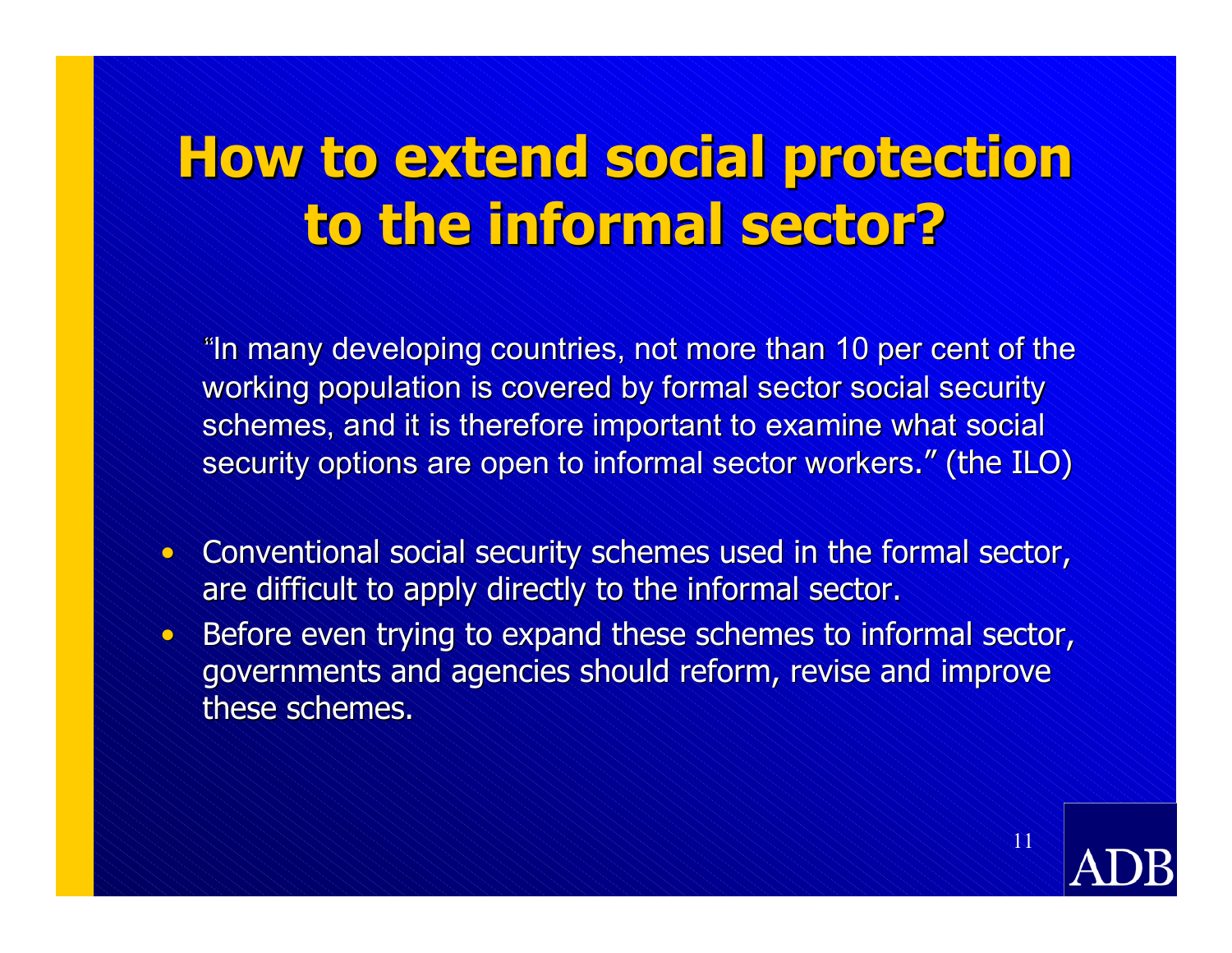# How to extend social protection to the informal sector?

"In many developing countries, not more than 10 per cent of the working population is covered by formal sector social security schemes, and it is therefore important to examine what social security options are open to informal sector workers." (the ILO)

- Conventional social security schemes used in the formal sector, are difficult to apply directly to the informal sector.
- Before even trying to expand these schemes to informal sector, governments and agencies should reform, revise and improve these schemes.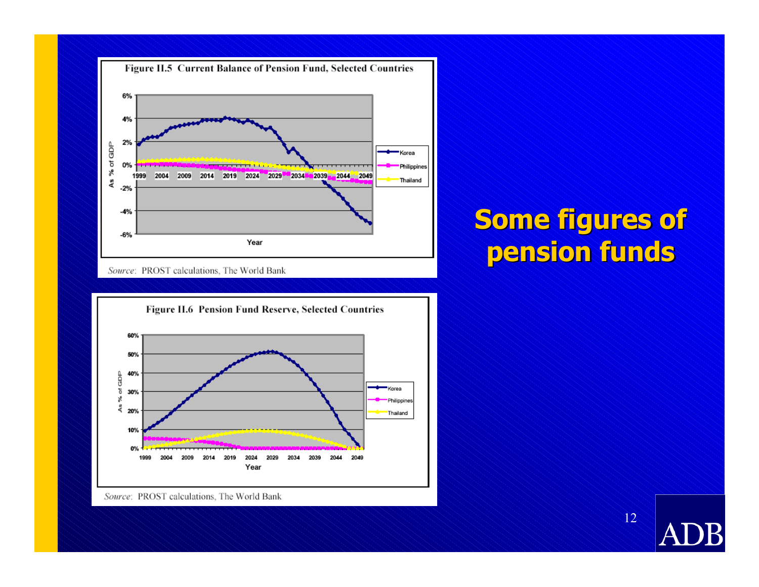## Some figures of pension funds

**Figure II.5 Current Balance of Pension Fund, Selected Countries**

*Source*: PROST calculations, The World Bank

**Figure II.6 Pension Fund Reserve, Selected Countries**

*Source*: PROST calculations, The World Bank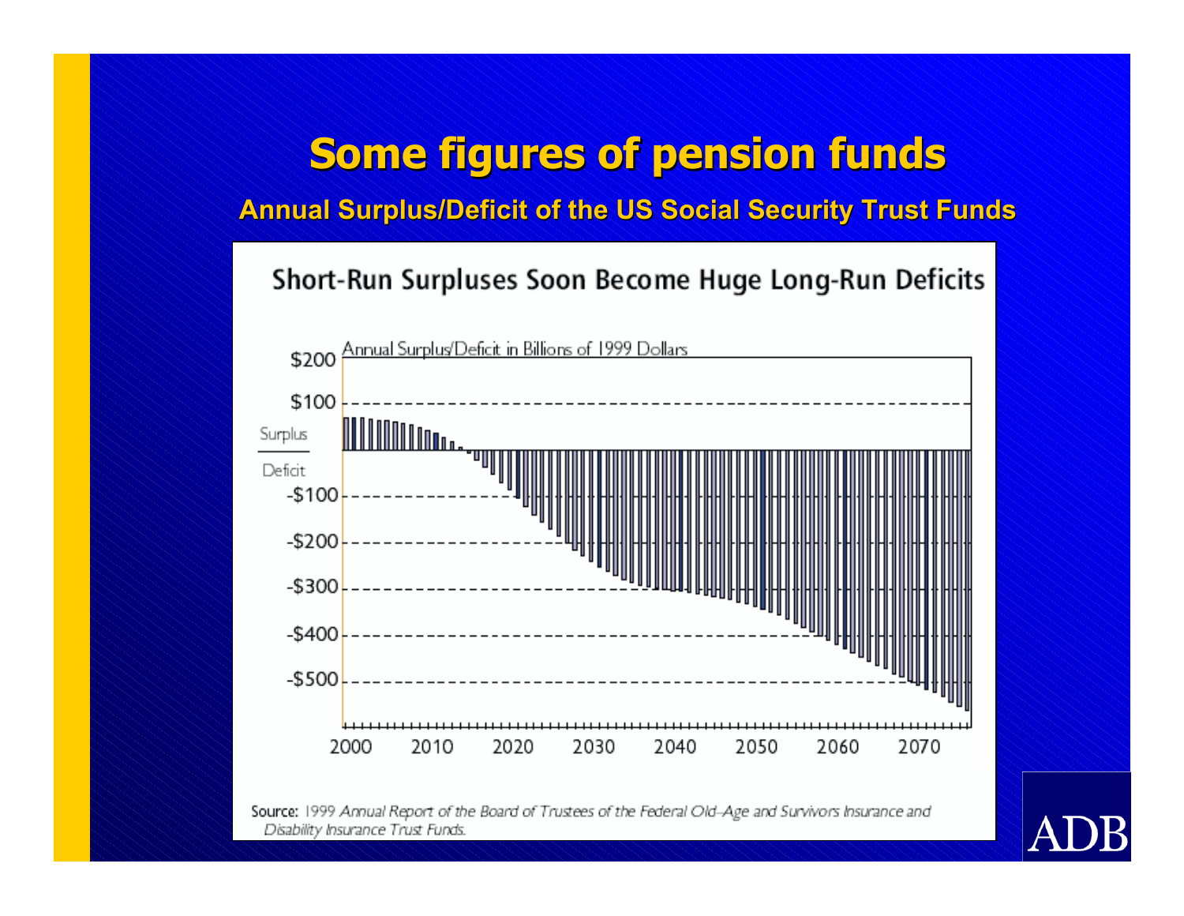# Some figures of pension funds

## Annual Surplus/Deficit of the US Social Security Trust Funds

**Short-Run Surpluses Soon Become Huge Long-Run Deficits**

Annual Surplus/Deficit in Billions of 1999 Dollars

$200
$100
Surplus
Deficit
-$100
-$200
-$300
-$400
-$500

2000 2010 2020 2030 2040 2050 2060 2070

Source: 1999 *Annual Report of the Board of Trustees of the Federal Old-Age and Survivors Insurance and Disability Insurance Trust Funds.*

ADB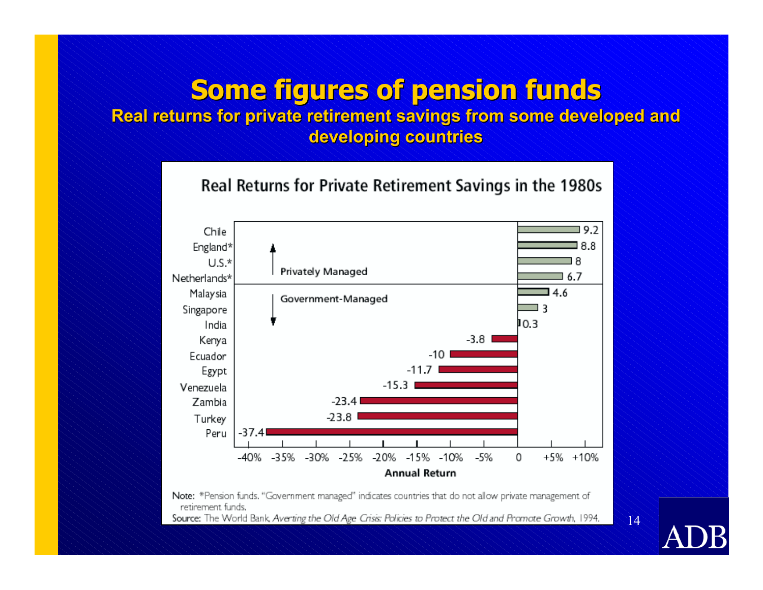# Some figures of pension funds

**Real returns for private retirement savings from some developed and developing countries**

### Real Returns for Private Retirement Savings in the 1980s

| Country | Annual Return (%) | Management |
|---|---|---|
| Chile | 9.2 | Privately Managed |
| England* | 8.8 | Privately Managed |
| U.S.* | 8 | Privately Managed |
| Netherlands* | 6.7 | Privately Managed |
| Malaysia | 4.6 | Government-Managed |
| Singapore | 3 | Government-Managed |
| India | 0.3 | Government-Managed |
| Kenya | -3.8 | Government-Managed |
| Ecuador | -10 | Government-Managed |
| Egypt | -11.7 | Government-Managed |
| Venezuela | -15.3 | Government-Managed |
| Zambia | -23.4 | Government-Managed |
| Turkey | -23.8 | Government-Managed |
| Peru | -37.4 | Government-Managed |

Annual Return

Note: *Pension funds. "Government managed" indicates countries that do not allow private management of retirement funds.

Source: The World Bank, *Averting the Old Age Crisis: Policies to Protect the Old and Promote Growth*, 1994.

ADB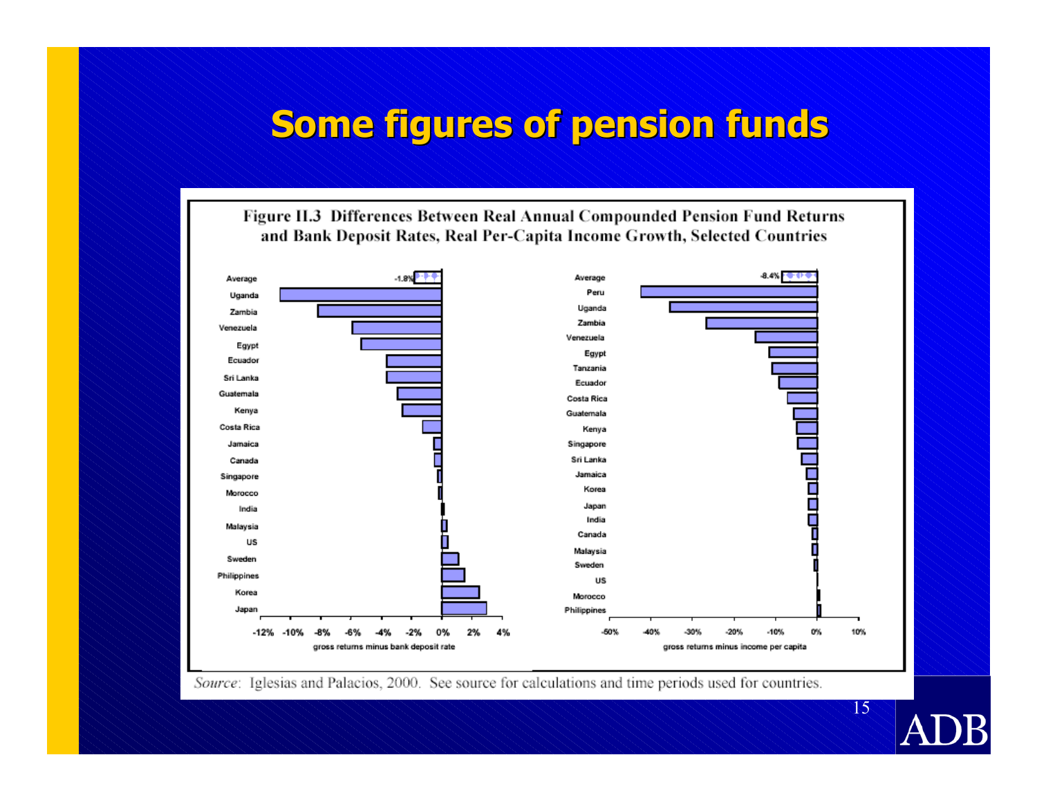# Some figures of pension funds

**Figure II.3 Differences Between Real Annual Compounded Pension Fund Returns and Bank Deposit Rates, Real Per-Capita Income Growth, Selected Countries**

Left panel (gross returns minus bank deposit rate): Average (-1.8%), Uganda, Zambia, Venezuela, Egypt, Ecuador, Sri Lanka, Guatemala, Kenya, Costa Rica, Jamaica, Canada, Singapore, Morocco, India, Malaysia, US, Sweden, Philippines, Korea, Japan

Right panel (gross returns minus income per capita): Average (-8.4%), Peru, Uganda, Zambia, Venezuela, Egypt, Tanzania, Ecuador, Costa Rica, Guatemala, Kenya, Singapore, Sri Lanka, Jamaica, Korea, Japan, India, Canada, Malaysia, Sweden, US, Morocco, Philippines

*Source*: Iglesias and Palacios, 2000. See source for calculations and time periods used for countries.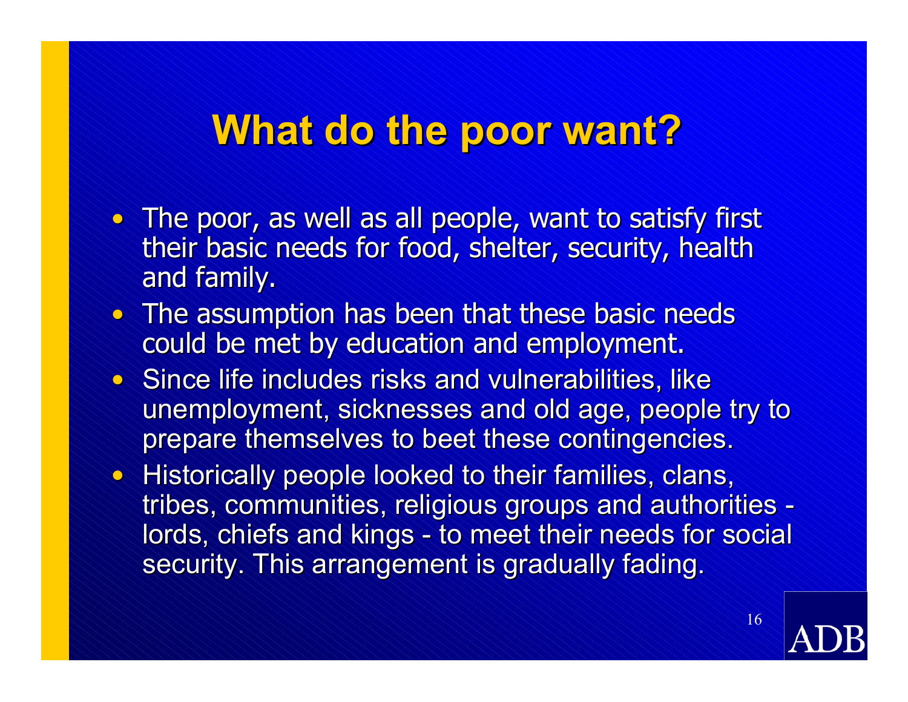# What do the poor want?

- The poor, as well as all people, want to satisfy first their basic needs for food, shelter, security, health and family.
- The assumption has been that these basic needs could be met by education and employment.
- Since life includes risks and vulnerabilities, like unemployment, sicknesses and old age, people try to prepare themselves to beet these contingencies.
- Historically people looked to their families, clans, tribes, communities, religious groups and authorities - lords, chiefs and kings - to meet their needs for social security. This arrangement is gradually fading.

ADB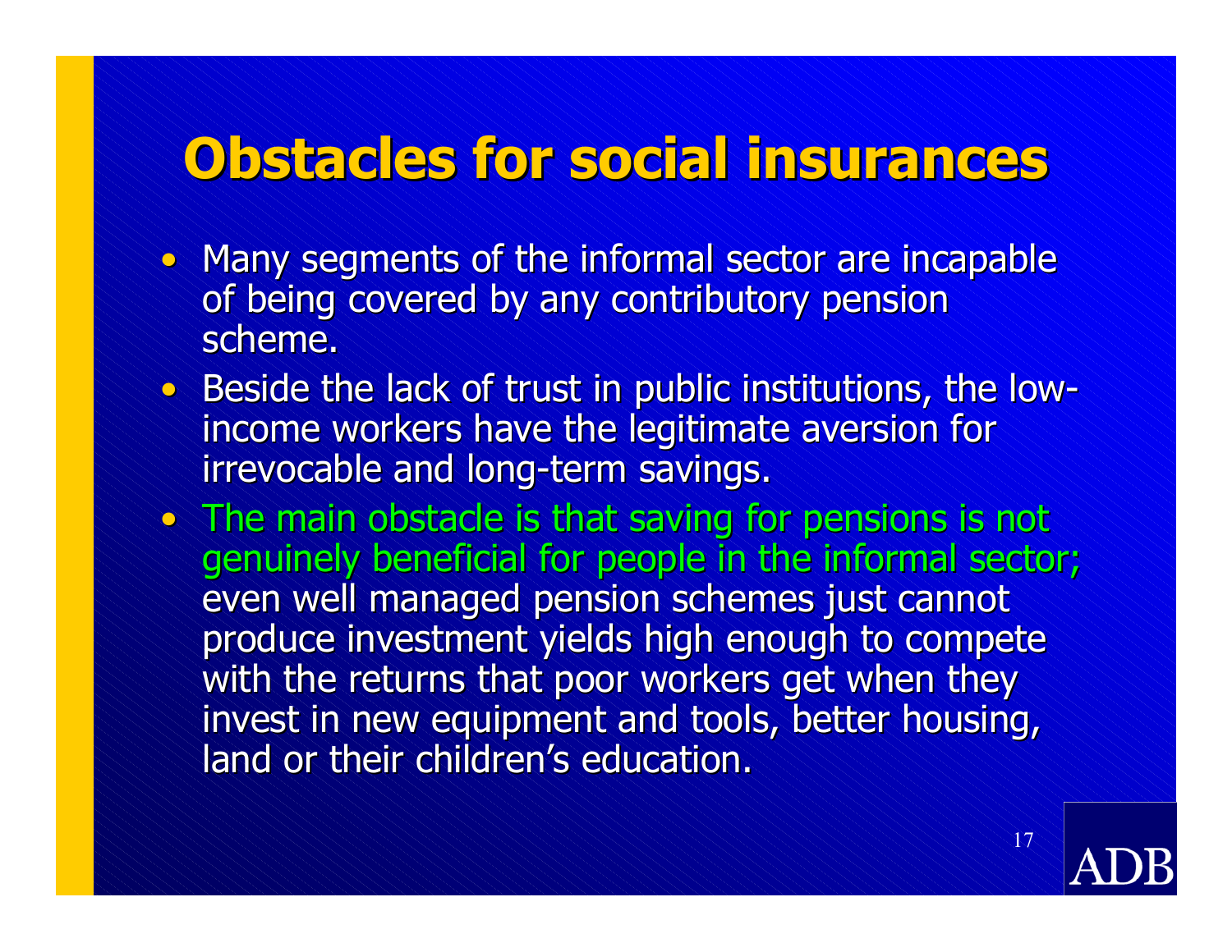# Obstacles for social insurances

- Many segments of the informal sector are incapable of being covered by any contributory pension scheme.
- Beside the lack of trust in public institutions, the low-income workers have the legitimate aversion for irrevocable and long-term savings.
- The main obstacle is that saving for pensions is not genuinely beneficial for people in the informal sector; even well managed pension schemes just cannot produce investment yields high enough to compete with the returns that poor workers get when they invest in new equipment and tools, better housing, land or their children's education.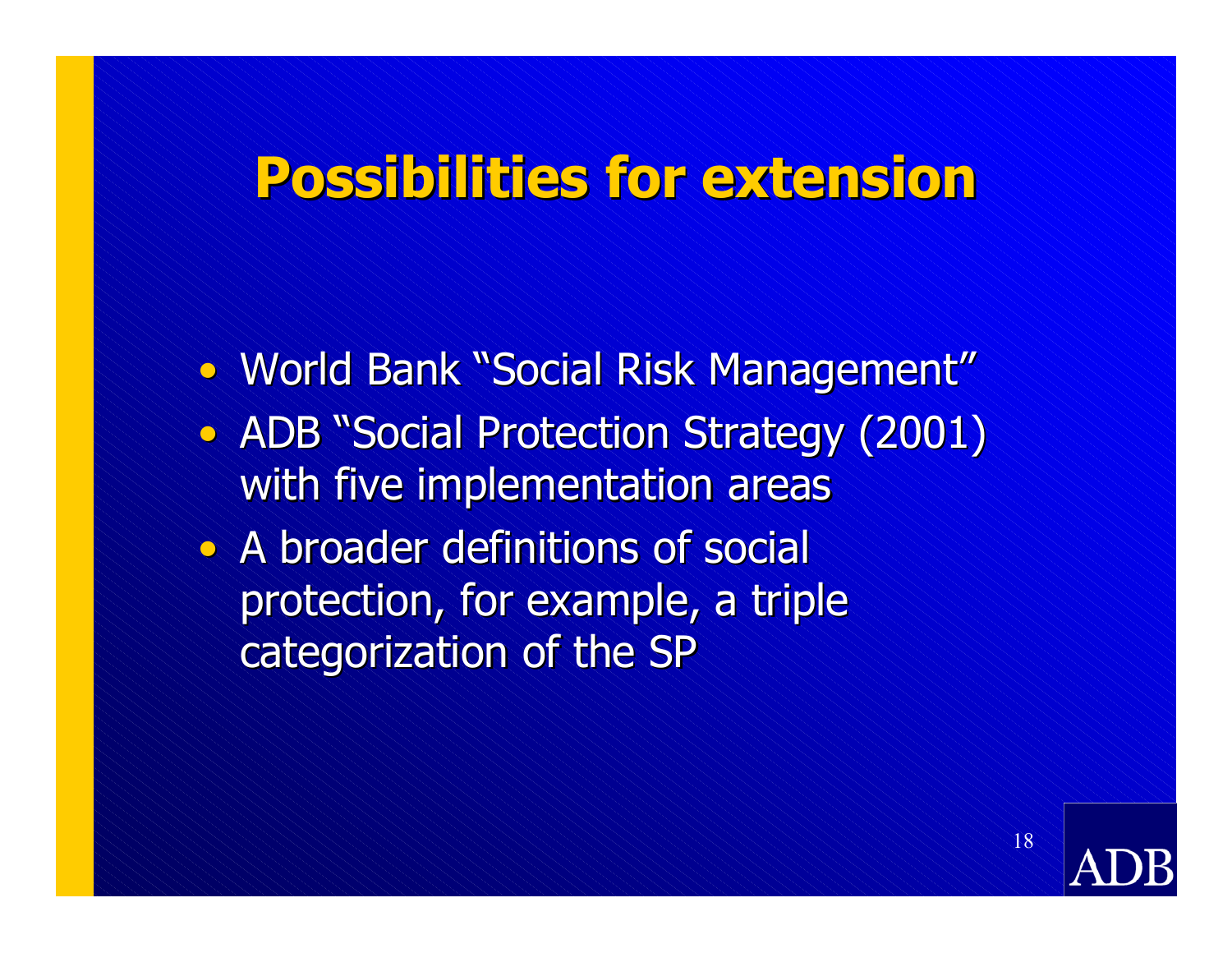# Possibilities for extension

- World Bank "Social Risk Management"
- ADB "Social Protection Strategy (2001) with five implementation areas
- A broader definitions of social protection, for example, a triple categorization of the SP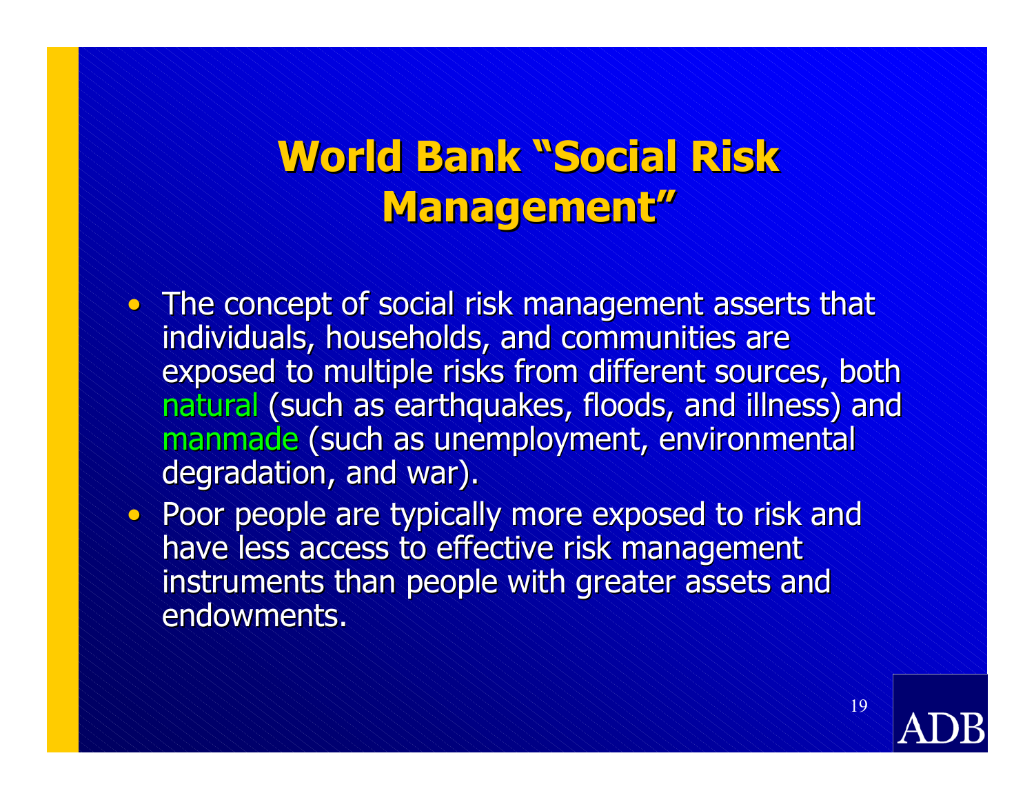# World Bank "Social Risk Management"

- The concept of social risk management asserts that individuals, households, and communities are exposed to multiple risks from different sources, both natural (such as earthquakes, floods, and illness) and manmade (such as unemployment, environmental degradation, and war).
- Poor people are typically more exposed to risk and have less access to effective risk management instruments than people with greater assets and endowments.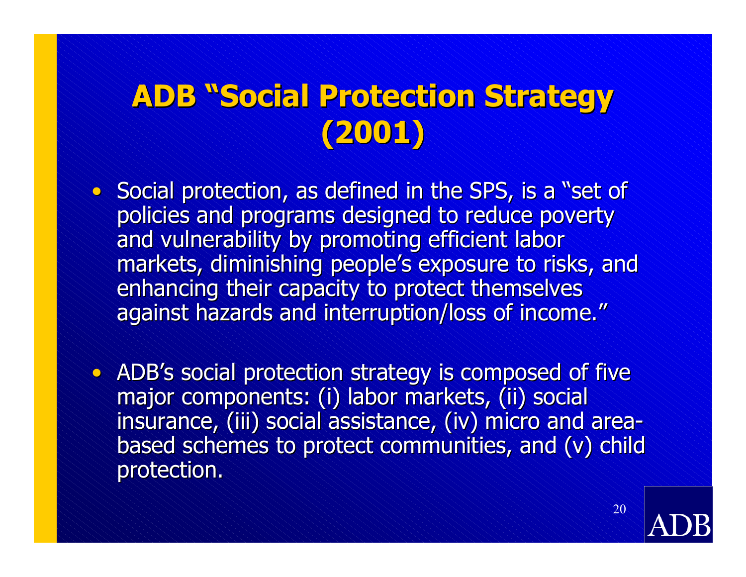# ADB "Social Protection Strategy (2001)

- Social protection, as defined in the SPS, is a "set of policies and programs designed to reduce poverty and vulnerability by promoting efficient labor markets, diminishing people's exposure to risks, and enhancing their capacity to protect themselves against hazards and interruption/loss of income."

- ADB's social protection strategy is composed of five major components: (i) labor markets, (ii) social insurance, (iii) social assistance, (iv) micro and area-based schemes to protect communities, and (v) child protection.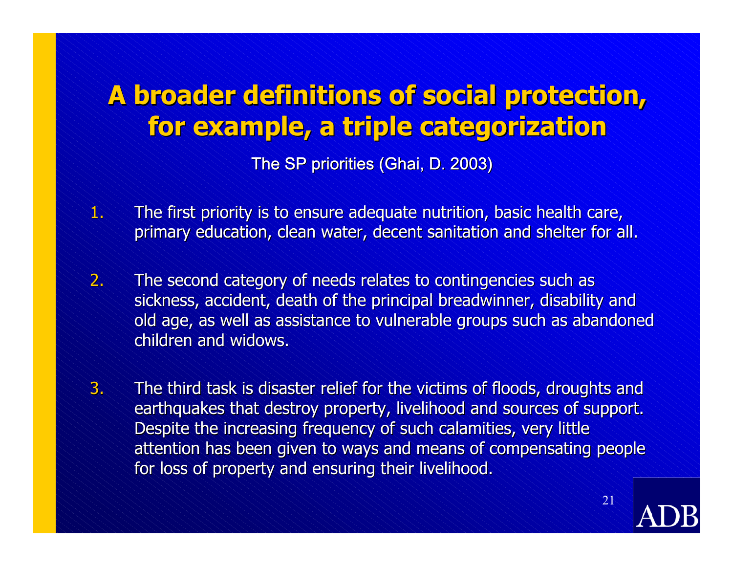# A broader definitions of social protection, for example, a triple categorization

The SP priorities (Ghai, D. 2003)

1. The first priority is to ensure adequate nutrition, basic health care, primary education, clean water, decent sanitation and shelter for all.

2. The second category of needs relates to contingencies such as sickness, accident, death of the principal breadwinner, disability and old age, as well as assistance to vulnerable groups such as abandoned children and widows.

3. The third task is disaster relief for the victims of floods, droughts and earthquakes that destroy property, livelihood and sources of support. Despite the increasing frequency of such calamities, very little attention has been given to ways and means of compensating people for loss of property and ensuring their livelihood.

ADB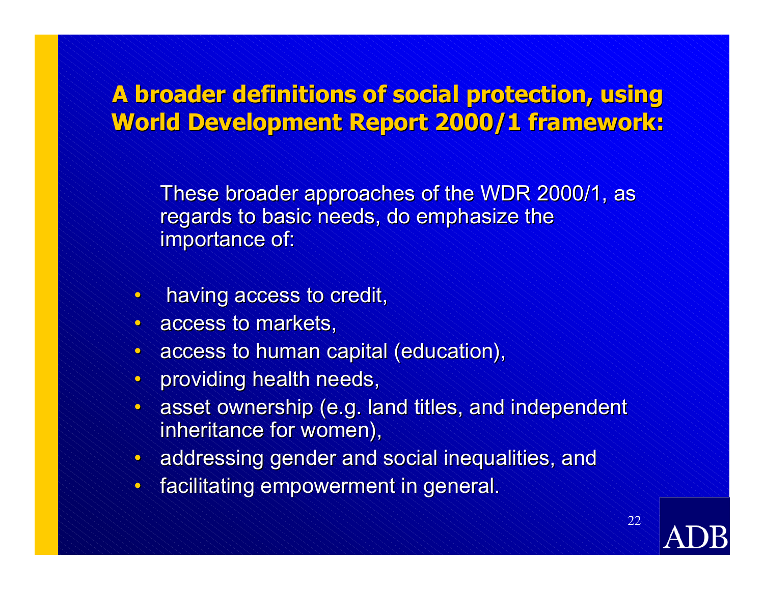## A broader definitions of social protection, using World Development Report 2000/1 framework:

These broader approaches of the WDR 2000/1, as regards to basic needs, do emphasize the importance of:

- having access to credit,
- access to markets,
- access to human capital (education),
- providing health needs,
- asset ownership (e.g. land titles, and independent inheritance for women),
- addressing gender and social inequalities, and
- facilitating empowerment in general.

ADB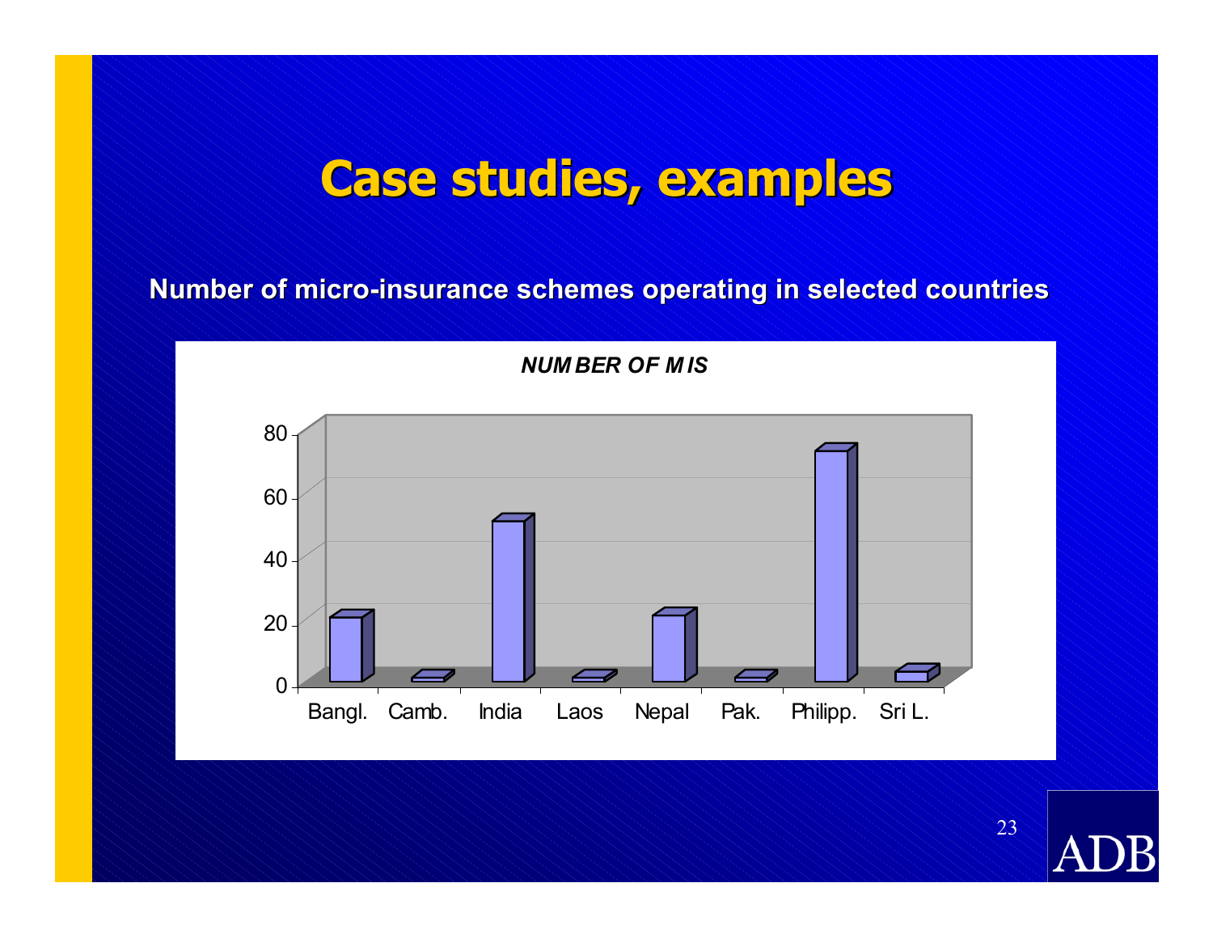# Case studies, examples

**Number of micro-insurance schemes operating in selected countries**

*NUMBER OF MIS*

| Country | Number of MIS (approx.) |
|---|---|
| Bangl. | 20 |
| Camb. | 1 |
| India | 51 |
| Laos | 1 |
| Nepal | 21 |
| Pak. | 1 |
| Philipp. | 73 |
| Sri L. | 3 |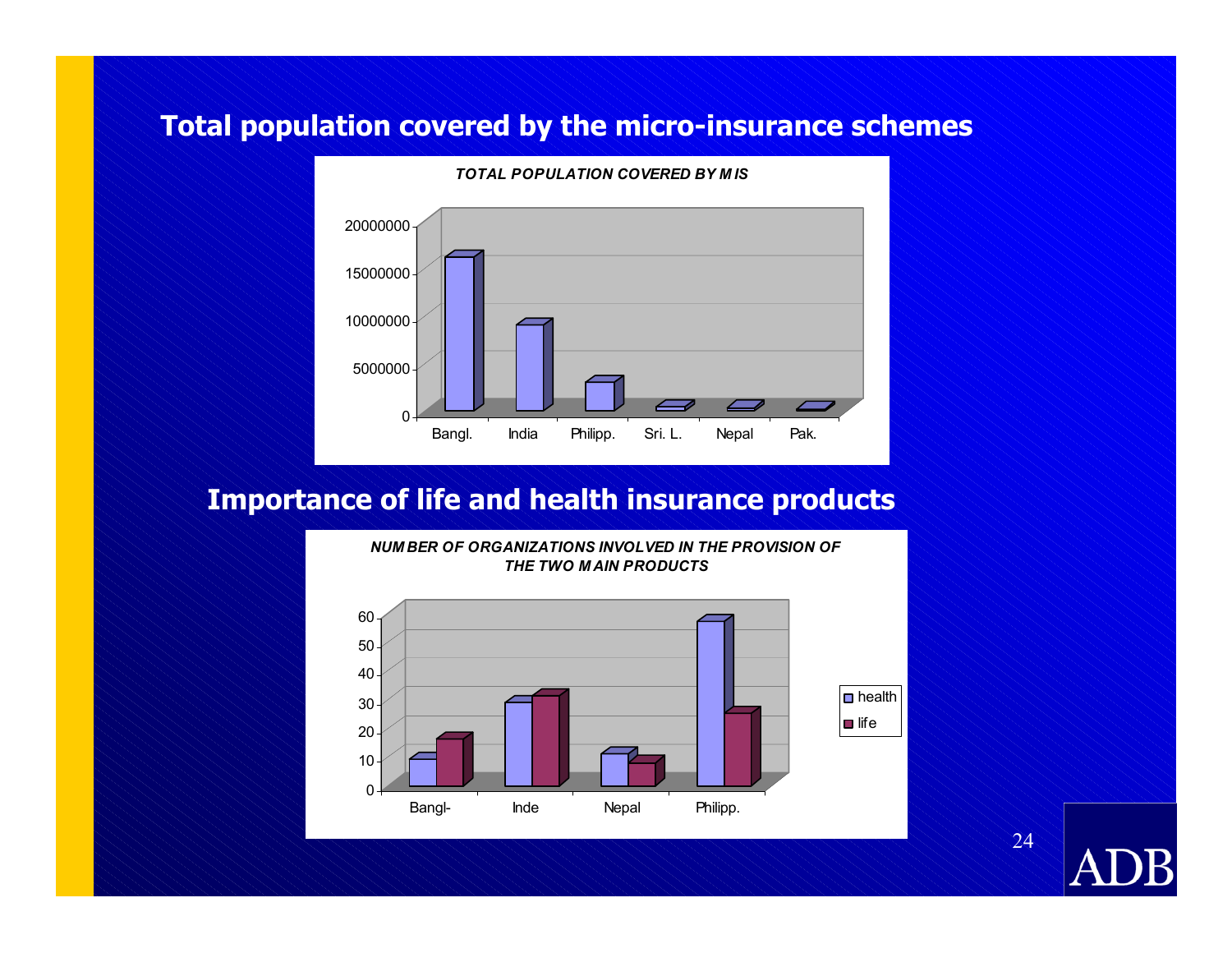## Total population covered by the micro-insurance schemes

*TOTAL POPULATION COVERED BY M IS*

## Importance of life and health insurance products

*NUMBER OF ORGANIZATIONS INVOLVED IN THE PROVISION OF THE TWO MAIN PRODUCTS*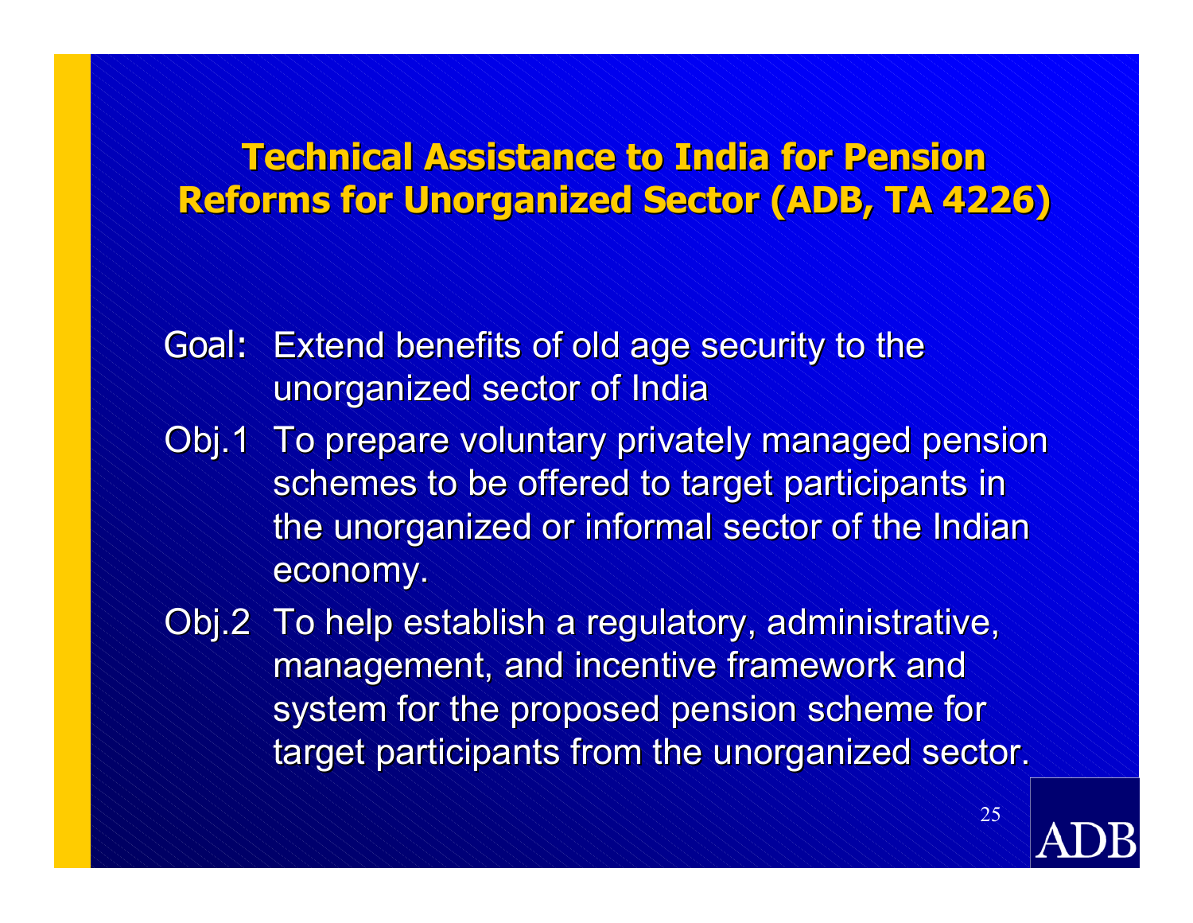# Technical Assistance to India for Pension Reforms for Unorganized Sector (ADB, TA 4226)

Goal: Extend benefits of old age security to the unorganized sector of India

Obj.1 To prepare voluntary privately managed pension schemes to be offered to target participants in the unorganized or informal sector of the Indian economy.

Obj.2 To help establish a regulatory, administrative, management, and incentive framework and system for the proposed pension scheme for target participants from the unorganized sector.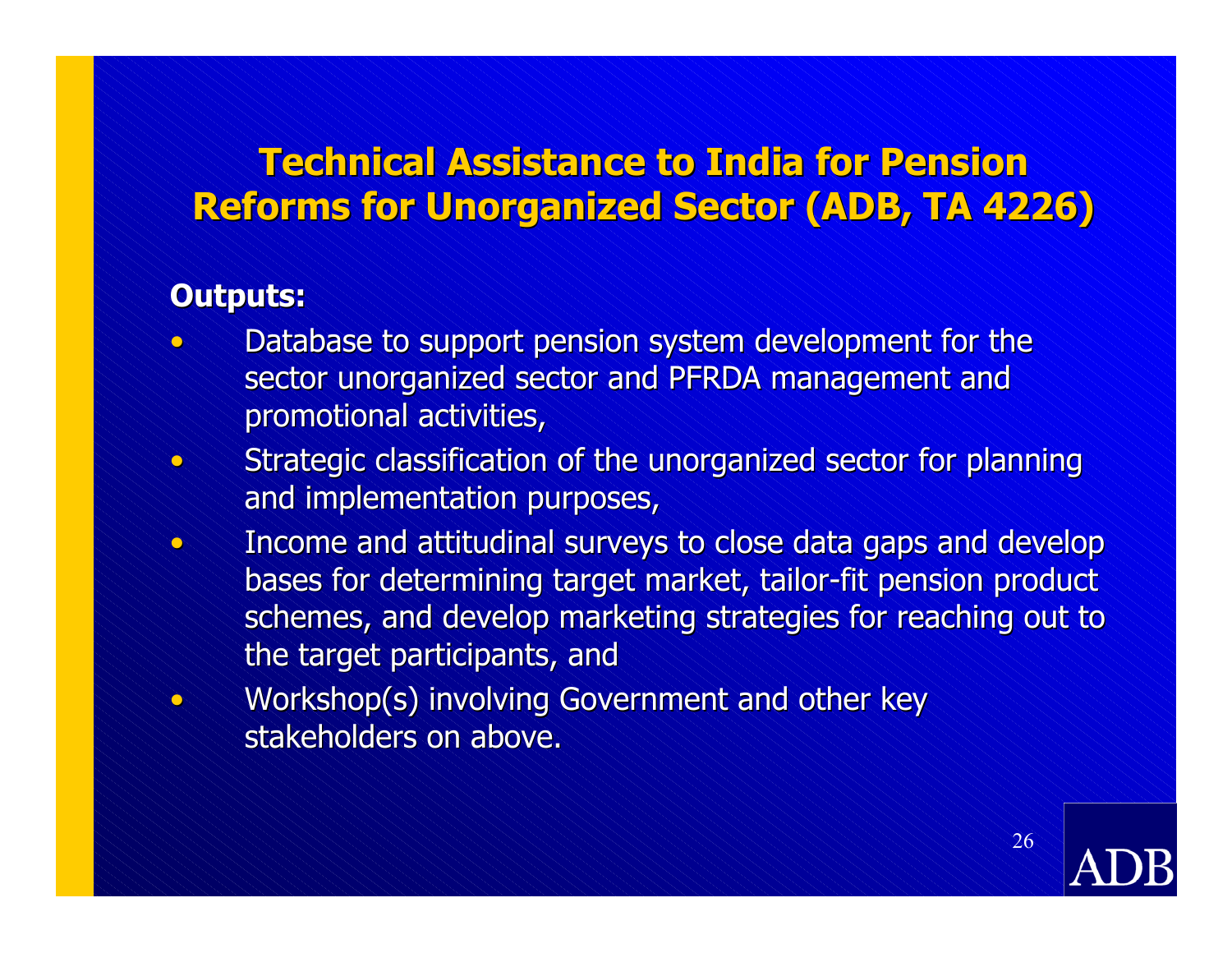# Technical Assistance to India for Pension Reforms for Unorganized Sector (ADB, TA 4226)

**Outputs:**

- Database to support pension system development for the sector unorganized sector and PFRDA management and promotional activities,
- Strategic classification of the unorganized sector for planning and implementation purposes,
- Income and attitudinal surveys to close data gaps and develop bases for determining target market, tailor-fit pension product schemes, and develop marketing strategies for reaching out to the target participants, and
- Workshop(s) involving Government and other key stakeholders on above.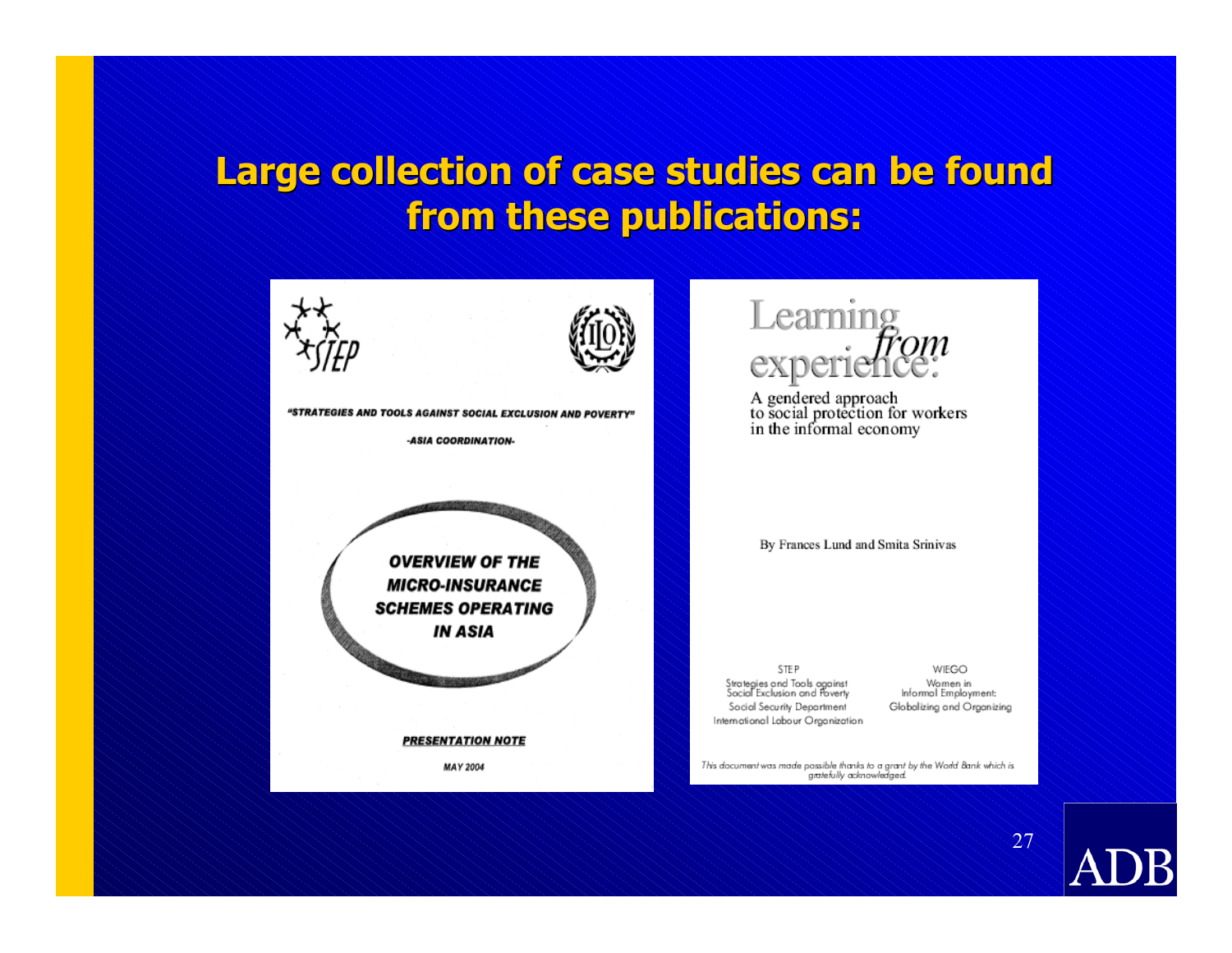# Large collection of case studies can be found from these publications:

STEP

"STRATEGIES AND TOOLS AGAINST SOCIAL EXCLUSION AND POVERTY"

-ASIA COORDINATION-

**OVERVIEW OF THE MICRO-INSURANCE SCHEMES OPERATING IN ASIA**

PRESENTATION NOTE

MAY 2004

---

Learning *from* experience:

A gendered approach to social protection for workers in the informal economy

By Frances Lund and Smita Srinivas

STEP
Strategies and Tools against Social Exclusion and Poverty
Social Security Department
International Labour Organization

WIEGO
Women in Informal Employment: Globalizing and Organizing

*This document was made possible thanks to a grant by the World Bank which is gratefully acknowledged.*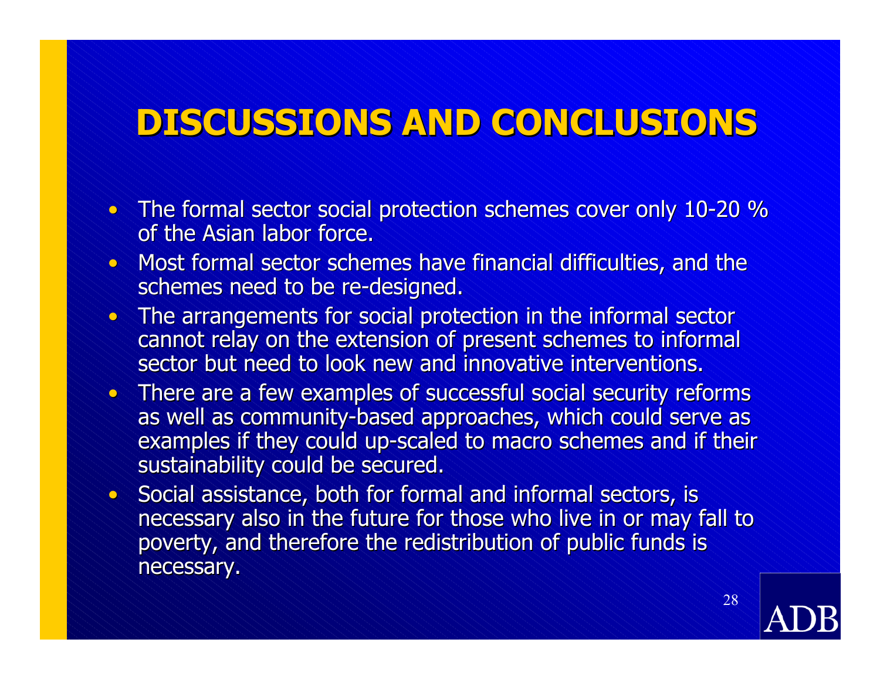# DISCUSSIONS AND CONCLUSIONS

- The formal sector social protection schemes cover only 10-20 % of the Asian labor force.
- Most formal sector schemes have financial difficulties, and the schemes need to be re-designed.
- The arrangements for social protection in the informal sector cannot relay on the extension of present schemes to informal sector but need to look new and innovative interventions.
- There are a few examples of successful social security reforms as well as community-based approaches, which could serve as examples if they could up-scaled to macro schemes and if their sustainability could be secured.
- Social assistance, both for formal and informal sectors, is necessary also in the future for those who live in or may fall to poverty, and therefore the redistribution of public funds is necessary.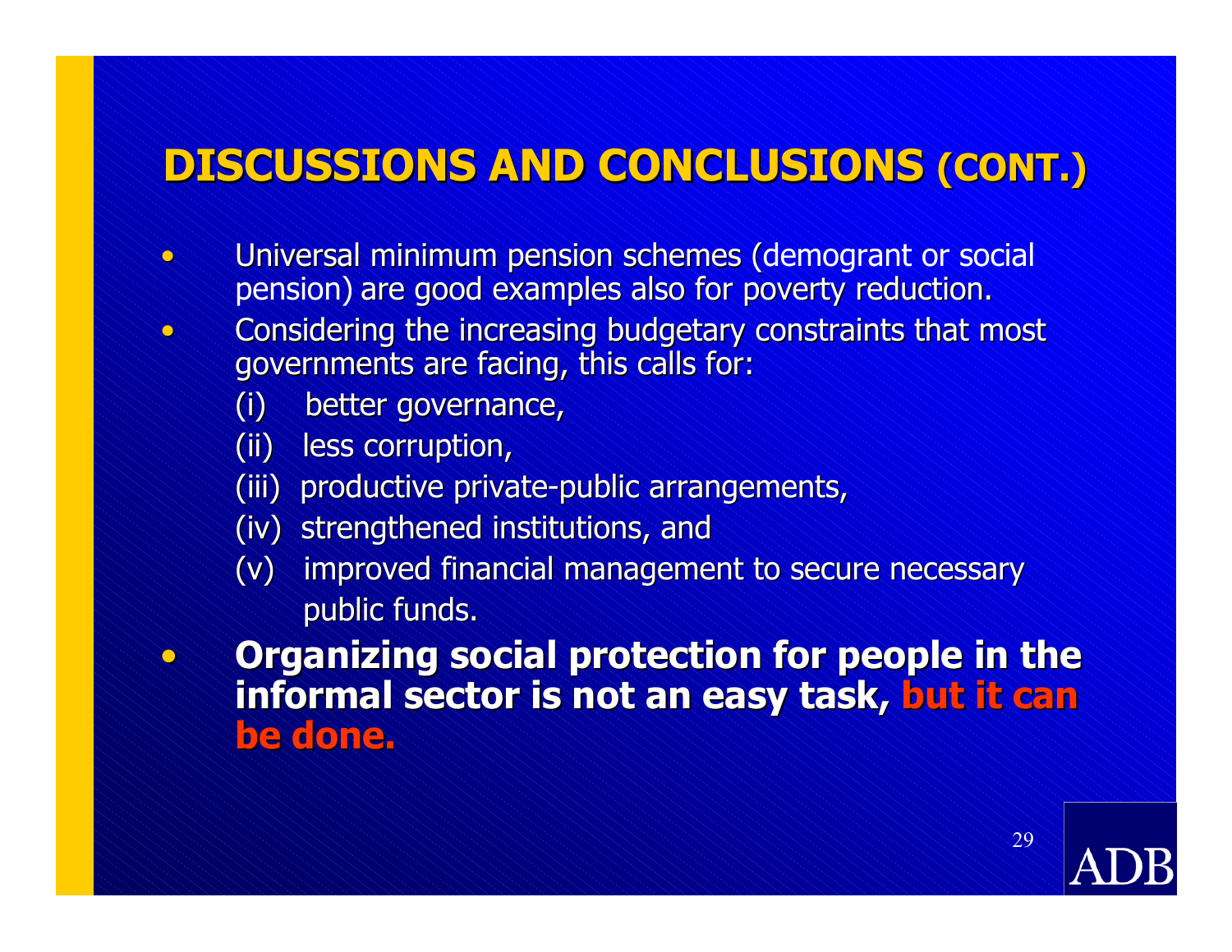# DISCUSSIONS AND CONCLUSIONS (CONT.)

- Universal minimum pension schemes (demogrant or social pension) are good examples also for poverty reduction.
- Considering the increasing budgetary constraints that most governments are facing, this calls for:
  - (i) better governance,
  - (ii) less corruption,
  - (iii) productive private-public arrangements,
  - (iv) strengthened institutions, and
  - (v) improved financial management to secure necessary public funds.
- **Organizing social protection for people in the informal sector is not an easy task, but it can be done.**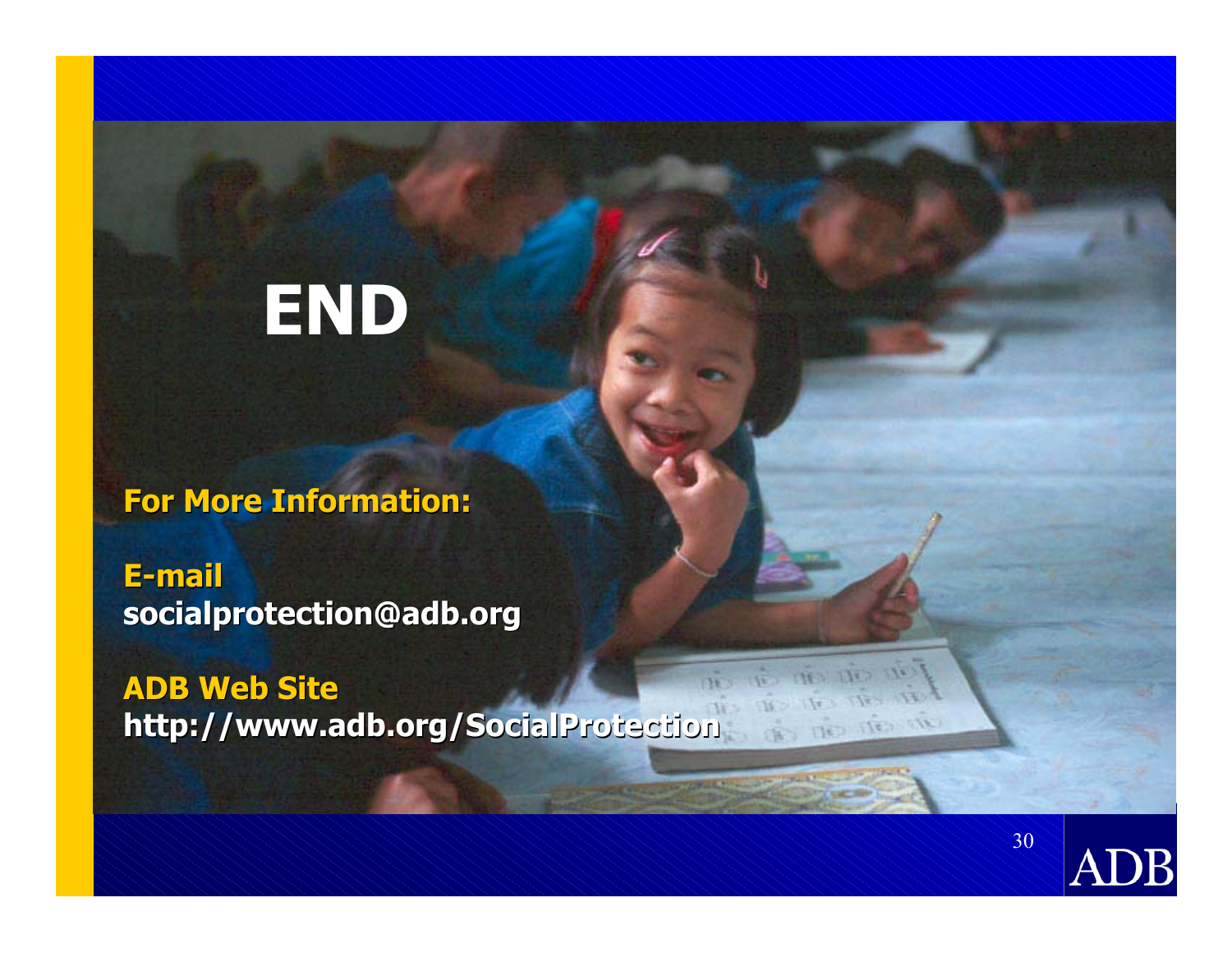# END

**For More Information:**

**E-mail**
**socialprotection@adb.org**

**ADB Web Site**
**http://www.adb.org/SocialProtection**